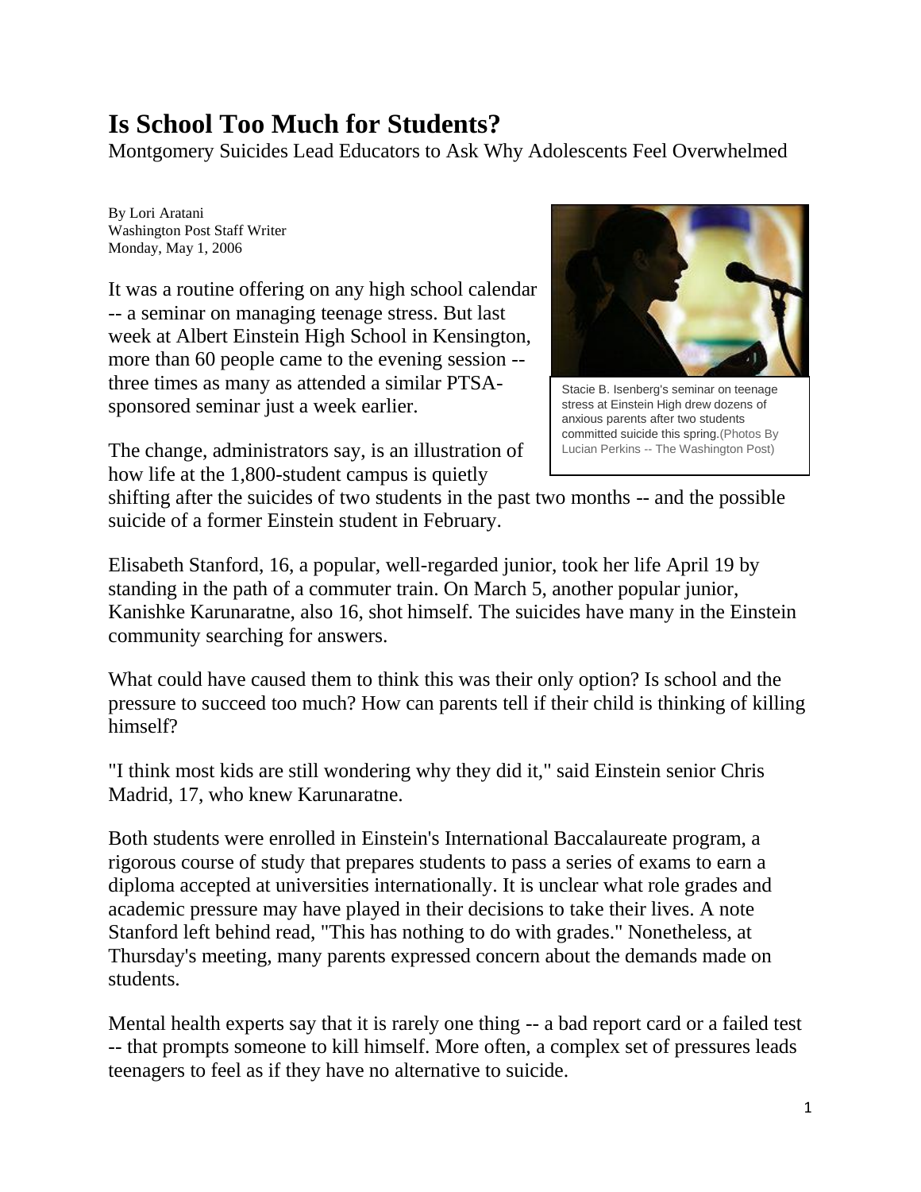# Is School Too Much for Students?

Montgomery Suicides Lead Educators to Ask Why Adolescents Feel Overwhelmed

By Lori Aratani
Washington Post Staff Writer
Monday, May 1, 2006

It was a routine offering on any high school calendar -- a seminar on managing teenage stress. But last week at Albert Einstein High School in Kensington, more than 60 people came to the evening session -- three times as many as attended a similar PTSA-sponsored seminar just a week earlier.

Stacie B. Isenberg's seminar on teenage stress at Einstein High drew dozens of anxious parents after two students committed suicide this spring.(Photos By Lucian Perkins -- The Washington Post)

The change, administrators say, is an illustration of how life at the 1,800-student campus is quietly shifting after the suicides of two students in the past two months -- and the possible suicide of a former Einstein student in February.

Elisabeth Stanford, 16, a popular, well-regarded junior, took her life April 19 by standing in the path of a commuter train. On March 5, another popular junior, Kanishke Karunaratne, also 16, shot himself. The suicides have many in the Einstein community searching for answers.

What could have caused them to think this was their only option? Is school and the pressure to succeed too much? How can parents tell if their child is thinking of killing himself?

"I think most kids are still wondering why they did it," said Einstein senior Chris Madrid, 17, who knew Karunaratne.

Both students were enrolled in Einstein's International Baccalaureate program, a rigorous course of study that prepares students to pass a series of exams to earn a diploma accepted at universities internationally. It is unclear what role grades and academic pressure may have played in their decisions to take their lives. A note Stanford left behind read, "This has nothing to do with grades." Nonetheless, at Thursday's meeting, many parents expressed concern about the demands made on students.

Mental health experts say that it is rarely one thing -- a bad report card or a failed test -- that prompts someone to kill himself. More often, a complex set of pressures leads teenagers to feel as if they have no alternative to suicide.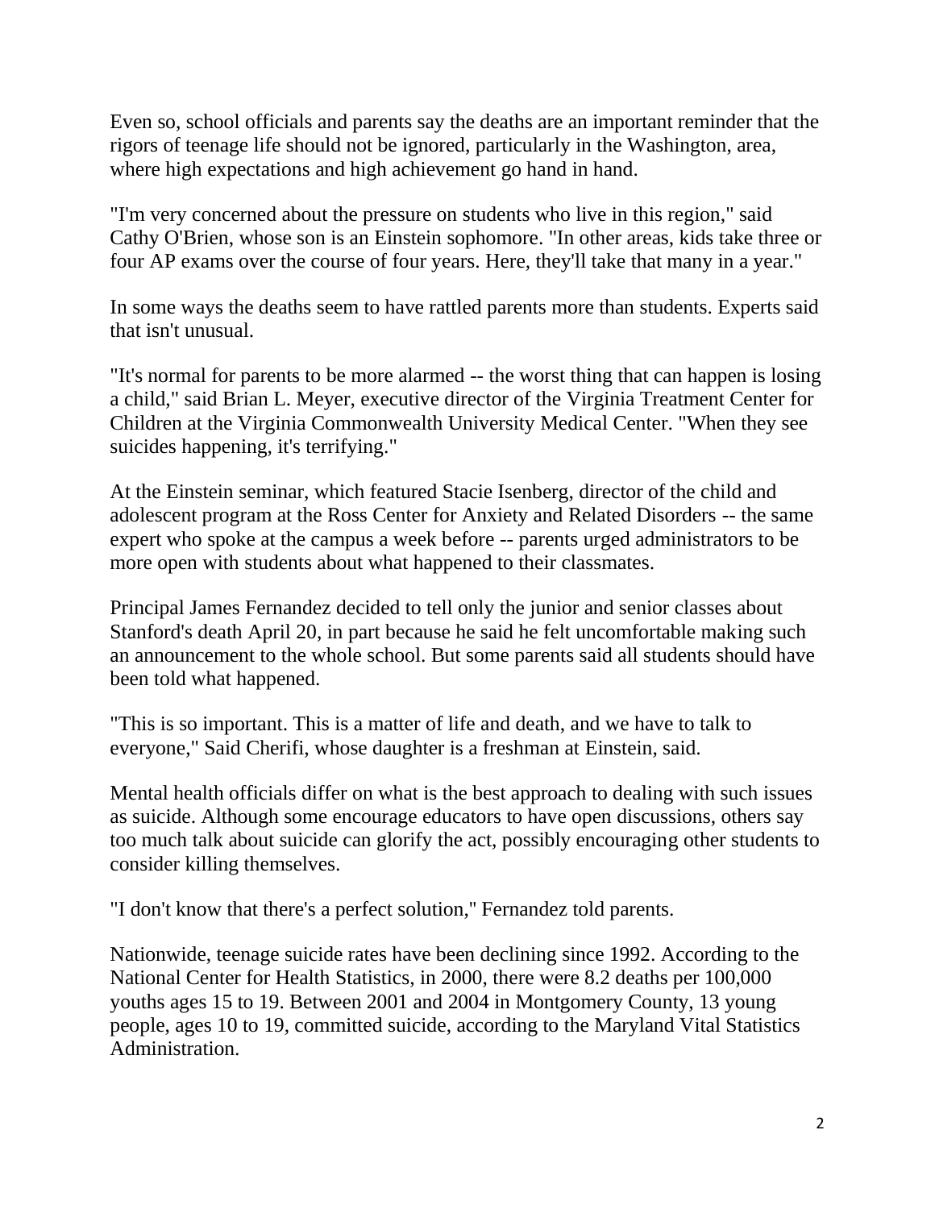Even so, school officials and parents say the deaths are an important reminder that the rigors of teenage life should not be ignored, particularly in the Washington, area, where high expectations and high achievement go hand in hand.

"I'm very concerned about the pressure on students who live in this region," said Cathy O'Brien, whose son is an Einstein sophomore. "In other areas, kids take three or four AP exams over the course of four years. Here, they'll take that many in a year."

In some ways the deaths seem to have rattled parents more than students. Experts said that isn't unusual.

"It's normal for parents to be more alarmed -- the worst thing that can happen is losing a child," said Brian L. Meyer, executive director of the Virginia Treatment Center for Children at the Virginia Commonwealth University Medical Center. "When they see suicides happening, it's terrifying."

At the Einstein seminar, which featured Stacie Isenberg, director of the child and adolescent program at the Ross Center for Anxiety and Related Disorders -- the same expert who spoke at the campus a week before -- parents urged administrators to be more open with students about what happened to their classmates.

Principal James Fernandez decided to tell only the junior and senior classes about Stanford's death April 20, in part because he said he felt uncomfortable making such an announcement to the whole school. But some parents said all students should have been told what happened.

"This is so important. This is a matter of life and death, and we have to talk to everyone," Said Cherifi, whose daughter is a freshman at Einstein, said.

Mental health officials differ on what is the best approach to dealing with such issues as suicide. Although some encourage educators to have open discussions, others say too much talk about suicide can glorify the act, possibly encouraging other students to consider killing themselves.

"I don't know that there's a perfect solution," Fernandez told parents.

Nationwide, teenage suicide rates have been declining since 1992. According to the National Center for Health Statistics, in 2000, there were 8.2 deaths per 100,000 youths ages 15 to 19. Between 2001 and 2004 in Montgomery County, 13 young people, ages 10 to 19, committed suicide, according to the Maryland Vital Statistics Administration.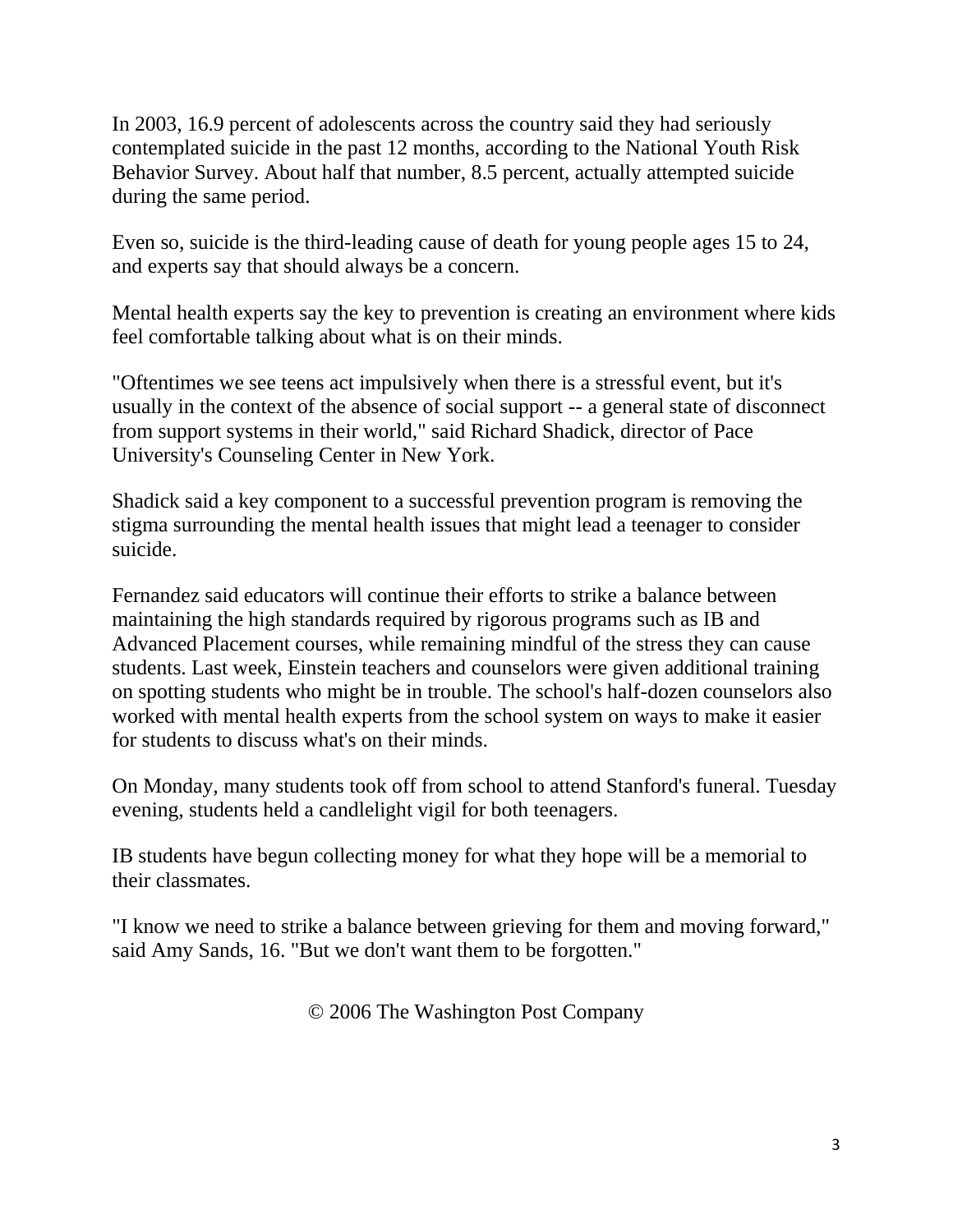In 2003, 16.9 percent of adolescents across the country said they had seriously contemplated suicide in the past 12 months, according to the National Youth Risk Behavior Survey. About half that number, 8.5 percent, actually attempted suicide during the same period.

Even so, suicide is the third-leading cause of death for young people ages 15 to 24, and experts say that should always be a concern.

Mental health experts say the key to prevention is creating an environment where kids feel comfortable talking about what is on their minds.

"Oftentimes we see teens act impulsively when there is a stressful event, but it's usually in the context of the absence of social support -- a general state of disconnect from support systems in their world," said Richard Shadick, director of Pace University's Counseling Center in New York.

Shadick said a key component to a successful prevention program is removing the stigma surrounding the mental health issues that might lead a teenager to consider suicide.

Fernandez said educators will continue their efforts to strike a balance between maintaining the high standards required by rigorous programs such as IB and Advanced Placement courses, while remaining mindful of the stress they can cause students. Last week, Einstein teachers and counselors were given additional training on spotting students who might be in trouble. The school's half-dozen counselors also worked with mental health experts from the school system on ways to make it easier for students to discuss what's on their minds.

On Monday, many students took off from school to attend Stanford's funeral. Tuesday evening, students held a candlelight vigil for both teenagers.

IB students have begun collecting money for what they hope will be a memorial to their classmates.

"I know we need to strike a balance between grieving for them and moving forward," said Amy Sands, 16. "But we don't want them to be forgotten."

© 2006 The Washington Post Company